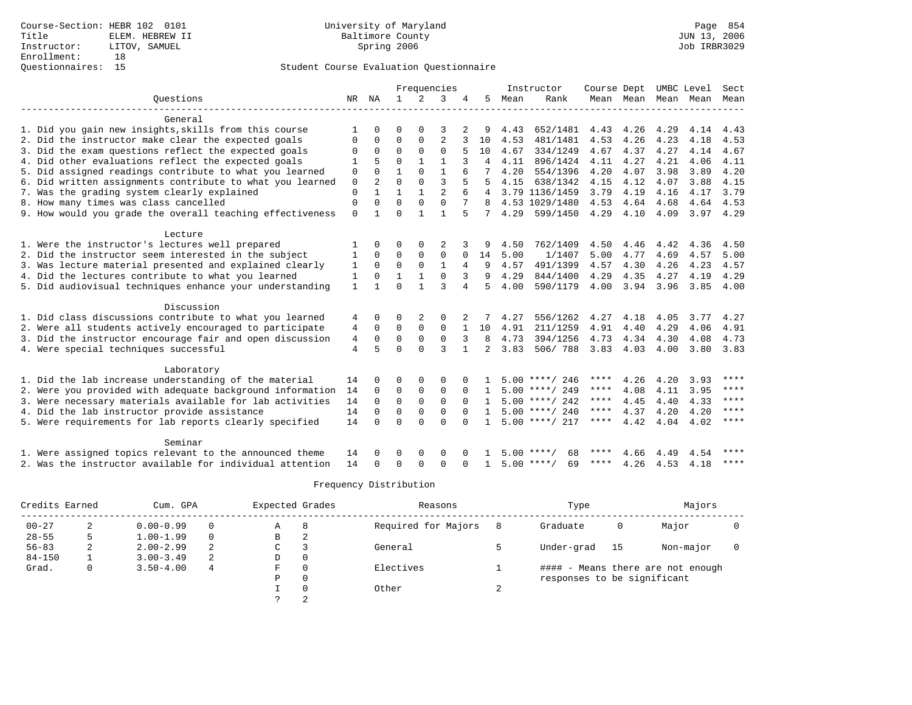Course-Section: HEBR 102 0101
Title: ELEM. HEBREW II
Instructor: LITOV, SAMUEL
Enrollment: 18
Questionnaires: 15

University of Maryland
Baltimore County
Spring 2006

Page 854
JUN 13, 2006
Job IRBR3029

## Student Course Evaluation Questionnaire

| Questions | NR | NA | 1 | 2 | 3 | 4 | 5 | Instructor Mean | Rank | Course Mean | Dept Mean | UMBC Mean | Level Mean | Sect Mean |
|---|---|---|---|---|---|---|---|---|---|---|---|---|---|---|
| **General** | | | | | | | | | | | | | | |
| 1. Did you gain new insights,skills from this course | 1 | 0 | 0 | 0 | 3 | 2 | 9 | 4.43 | 652/1481 | 4.43 | 4.26 | 4.29 | 4.14 | 4.43 |
| 2. Did the instructor make clear the expected goals | 0 | 0 | 0 | 0 | 2 | 3 | 10 | 4.53 | 481/1481 | 4.53 | 4.26 | 4.23 | 4.18 | 4.53 |
| 3. Did the exam questions reflect the expected goals | 0 | 0 | 0 | 0 | 0 | 5 | 10 | 4.67 | 334/1249 | 4.67 | 4.37 | 4.27 | 4.14 | 4.67 |
| 4. Did other evaluations reflect the expected goals | 1 | 5 | 0 | 1 | 1 | 3 | 4 | 4.11 | 896/1424 | 4.11 | 4.27 | 4.21 | 4.06 | 4.11 |
| 5. Did assigned readings contribute to what you learned | 0 | 0 | 1 | 0 | 1 | 6 | 7 | 4.20 | 554/1396 | 4.20 | 4.07 | 3.98 | 3.89 | 4.20 |
| 6. Did written assignments contribute to what you learned | 0 | 2 | 0 | 0 | 3 | 5 | 5 | 4.15 | 638/1342 | 4.15 | 4.12 | 4.07 | 3.88 | 4.15 |
| 7. Was the grading system clearly explained | 0 | 1 | 1 | 1 | 2 | 6 | 4 | 3.79 | 1136/1459 | 3.79 | 4.19 | 4.16 | 4.17 | 3.79 |
| 8. How many times was class cancelled | 0 | 0 | 0 | 0 | 0 | 7 | 8 | 4.53 | 1029/1480 | 4.53 | 4.64 | 4.68 | 4.64 | 4.53 |
| 9. How would you grade the overall teaching effectiveness | 0 | 1 | 0 | 1 | 1 | 5 | 7 | 4.29 | 599/1450 | 4.29 | 4.10 | 4.09 | 3.97 | 4.29 |
| **Lecture** | | | | | | | | | | | | | | |
| 1. Were the instructor's lectures well prepared | 1 | 0 | 0 | 0 | 2 | 3 | 9 | 4.50 | 762/1409 | 4.50 | 4.46 | 4.42 | 4.36 | 4.50 |
| 2. Did the instructor seem interested in the subject | 1 | 0 | 0 | 0 | 0 | 0 | 14 | 5.00 | 1/1407 | 5.00 | 4.77 | 4.69 | 4.57 | 5.00 |
| 3. Was lecture material presented and explained clearly | 1 | 0 | 0 | 0 | 1 | 4 | 9 | 4.57 | 491/1399 | 4.57 | 4.30 | 4.26 | 4.23 | 4.57 |
| 4. Did the lectures contribute to what you learned | 1 | 0 | 1 | 1 | 0 | 3 | 9 | 4.29 | 844/1400 | 4.29 | 4.35 | 4.27 | 4.19 | 4.29 |
| 5. Did audiovisual techniques enhance your understanding | 1 | 1 | 0 | 1 | 3 | 4 | 5 | 4.00 | 590/1179 | 4.00 | 3.94 | 3.96 | 3.85 | 4.00 |
| **Discussion** | | | | | | | | | | | | | | |
| 1. Did class discussions contribute to what you learned | 4 | 0 | 0 | 2 | 0 | 2 | 7 | 4.27 | 556/1262 | 4.27 | 4.18 | 4.05 | 3.77 | 4.27 |
| 2. Were all students actively encouraged to participate | 4 | 0 | 0 | 0 | 0 | 1 | 10 | 4.91 | 211/1259 | 4.91 | 4.40 | 4.29 | 4.06 | 4.91 |
| 3. Did the instructor encourage fair and open discussion | 4 | 0 | 0 | 0 | 0 | 3 | 8 | 4.73 | 394/1256 | 4.73 | 4.34 | 4.30 | 4.08 | 4.73 |
| 4. Were special techniques successful | 4 | 5 | 0 | 0 | 3 | 1 | 2 | 3.83 | 506/ 788 | 3.83 | 4.03 | 4.00 | 3.80 | 3.83 |
| **Laboratory** | | | | | | | | | | | | | | |
| 1. Did the lab increase understanding of the material | 14 | 0 | 0 | 0 | 0 | 0 | 1 | 5.00 | ****/ 246 | **** | 4.26 | 4.20 | 3.93 | **** |
| 2. Were you provided with adequate background information | 14 | 0 | 0 | 0 | 0 | 0 | 1 | 5.00 | ****/ 249 | **** | 4.08 | 4.11 | 3.95 | **** |
| 3. Were necessary materials available for lab activities | 14 | 0 | 0 | 0 | 0 | 0 | 1 | 5.00 | ****/ 242 | **** | 4.45 | 4.40 | 4.33 | **** |
| 4. Did the lab instructor provide assistance | 14 | 0 | 0 | 0 | 0 | 0 | 1 | 5.00 | ****/ 240 | **** | 4.37 | 4.20 | 4.20 | **** |
| 5. Were requirements for lab reports clearly specified | 14 | 0 | 0 | 0 | 0 | 0 | 1 | 5.00 | ****/ 217 | **** | 4.42 | 4.04 | 4.02 | **** |
| **Seminar** | | | | | | | | | | | | | | |
| 1. Were assigned topics relevant to the announced theme | 14 | 0 | 0 | 0 | 0 | 0 | 1 | 5.00 | ****/ 68 | **** | 4.66 | 4.49 | 4.54 | **** |
| 2. Was the instructor available for individual attention | 14 | 0 | 0 | 0 | 0 | 0 | 1 | 5.00 | ****/ 69 | **** | 4.26 | 4.53 | 4.18 | **** |

## Frequency Distribution

| Credits Earned | | Cum. GPA | | Expected Grades | | Reasons | | Type | | Majors | |
|---|---|---|---|---|---|---|---|---|---|---|---|
| 00-27 | 2 | 0.00-0.99 | 0 | A | 8 | Required for Majors | 8 | Graduate | 0 | Major | 0 |
| 28-55 | 5 | 1.00-1.99 | 0 | B | 2 | | | | | | |
| 56-83 | 2 | 2.00-2.99 | 2 | C | 3 | General | 5 | Under-grad | 15 | Non-major | 0 |
| 84-150 | 1 | 3.00-3.49 | 2 | D | 0 | | | | | | |
| Grad. | 0 | 3.50-4.00 | 4 | F | 0 | Electives | 1 | #### - Means there are not enough responses to be significant | | | |
| | | | | P | 0 | | | | | | |
| | | | | I | 0 | Other | 2 | | | | |
| | | | | ? | 2 | | | | | | |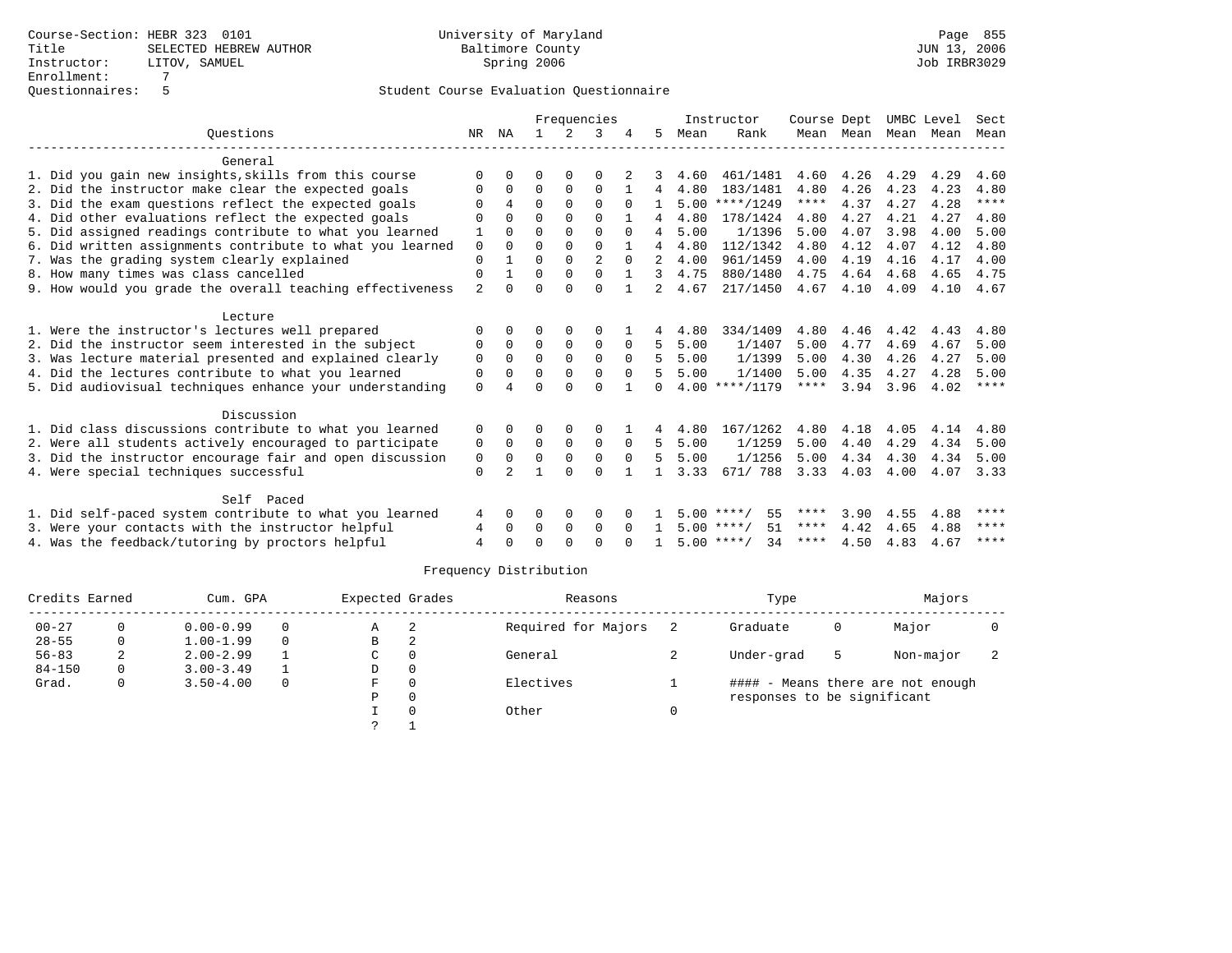Course-Section: HEBR 323 0101
Title: SELECTED HEBREW AUTHOR
Instructor: LITOV, SAMUEL
Enrollment: 7
Questionnaires: 5

University of Maryland
Baltimore County
Spring 2006

Page 855
JUN 13, 2006
Job IRBR3029

Student Course Evaluation Questionnaire

| Questions | NR | NA | 1 | 2 | 3 | 4 | 5 | Instructor Mean | Instructor Rank | Course Mean | Dept Mean | UMBC Mean | Level Mean | Sect Mean |
|---|---|---|---|---|---|---|---|---|---|---|---|---|---|---|
| **General** | | | | | | | | | | | | | | |
| 1. Did you gain new insights,skills from this course | 0 | 0 | 0 | 0 | 0 | 2 | 3 | 4.60 | 461/1481 | 4.60 | 4.26 | 4.29 | 4.29 | 4.60 |
| 2. Did the instructor make clear the expected goals | 0 | 0 | 0 | 0 | 0 | 1 | 4 | 4.80 | 183/1481 | 4.80 | 4.26 | 4.23 | 4.23 | 4.80 |
| 3. Did the exam questions reflect the expected goals | 0 | 4 | 0 | 0 | 0 | 0 | 1 | 5.00 | ****/1249 | **** | 4.37 | 4.27 | 4.28 | **** |
| 4. Did other evaluations reflect the expected goals | 0 | 0 | 0 | 0 | 0 | 1 | 4 | 4.80 | 178/1424 | 4.80 | 4.27 | 4.21 | 4.27 | 4.80 |
| 5. Did assigned readings contribute to what you learned | 1 | 0 | 0 | 0 | 0 | 0 | 4 | 5.00 | 1/1396 | 5.00 | 4.07 | 3.98 | 4.00 | 5.00 |
| 6. Did written assignments contribute to what you learned | 0 | 0 | 0 | 0 | 0 | 1 | 4 | 4.80 | 112/1342 | 4.80 | 4.12 | 4.07 | 4.12 | 4.80 |
| 7. Was the grading system clearly explained | 0 | 1 | 0 | 0 | 2 | 0 | 2 | 4.00 | 961/1459 | 4.00 | 4.19 | 4.16 | 4.17 | 4.00 |
| 8. How many times was class cancelled | 0 | 1 | 0 | 0 | 0 | 1 | 3 | 4.75 | 880/1480 | 4.75 | 4.64 | 4.68 | 4.65 | 4.75 |
| 9. How would you grade the overall teaching effectiveness | 2 | 0 | 0 | 0 | 0 | 1 | 2 | 4.67 | 217/1450 | 4.67 | 4.10 | 4.09 | 4.10 | 4.67 |
| **Lecture** | | | | | | | | | | | | | | |
| 1. Were the instructor's lectures well prepared | 0 | 0 | 0 | 0 | 0 | 1 | 4 | 4.80 | 334/1409 | 4.80 | 4.46 | 4.42 | 4.43 | 4.80 |
| 2. Did the instructor seem interested in the subject | 0 | 0 | 0 | 0 | 0 | 0 | 5 | 5.00 | 1/1407 | 5.00 | 4.77 | 4.69 | 4.67 | 5.00 |
| 3. Was lecture material presented and explained clearly | 0 | 0 | 0 | 0 | 0 | 0 | 5 | 5.00 | 1/1399 | 5.00 | 4.30 | 4.26 | 4.27 | 5.00 |
| 4. Did the lectures contribute to what you learned | 0 | 0 | 0 | 0 | 0 | 0 | 5 | 5.00 | 1/1400 | 5.00 | 4.35 | 4.27 | 4.28 | 5.00 |
| 5. Did audiovisual techniques enhance your understanding | 0 | 4 | 0 | 0 | 0 | 1 | 0 | 4.00 | ****/1179 | **** | 3.94 | 3.96 | 4.02 | **** |
| **Discussion** | | | | | | | | | | | | | | |
| 1. Did class discussions contribute to what you learned | 0 | 0 | 0 | 0 | 0 | 1 | 4 | 4.80 | 167/1262 | 4.80 | 4.18 | 4.05 | 4.14 | 4.80 |
| 2. Were all students actively encouraged to participate | 0 | 0 | 0 | 0 | 0 | 0 | 5 | 5.00 | 1/1259 | 5.00 | 4.40 | 4.29 | 4.34 | 5.00 |
| 3. Did the instructor encourage fair and open discussion | 0 | 0 | 0 | 0 | 0 | 0 | 5 | 5.00 | 1/1256 | 5.00 | 4.34 | 4.30 | 4.34 | 5.00 |
| 4. Were special techniques successful | 0 | 2 | 1 | 0 | 0 | 1 | 1 | 3.33 | 671/ 788 | 3.33 | 4.03 | 4.00 | 4.07 | 3.33 |
| **Self Paced** | | | | | | | | | | | | | | |
| 1. Did self-paced system contribute to what you learned | 4 | 0 | 0 | 0 | 0 | 0 | 1 | 5.00 | ****/ 55 | **** | 3.90 | 4.55 | 4.88 | **** |
| 3. Were your contacts with the instructor helpful | 4 | 0 | 0 | 0 | 0 | 0 | 1 | 5.00 | ****/ 51 | **** | 4.42 | 4.65 | 4.88 | **** |
| 4. Was the feedback/tutoring by proctors helpful | 4 | 0 | 0 | 0 | 0 | 0 | 1 | 5.00 | ****/ 34 | **** | 4.50 | 4.83 | 4.67 | **** |

Frequency Distribution

| Credits Earned | | Cum. GPA | | Expected Grades | | Reasons | | Type | | Majors | |
|---|---|---|---|---|---|---|---|---|---|---|---|
| 00-27 | 0 | 0.00-0.99 | 0 | A | 2 | Required for Majors | 2 | Graduate | 0 | Major | 0 |
| 28-55 | 0 | 1.00-1.99 | 0 | B | 2 | | | | | | |
| 56-83 | 2 | 2.00-2.99 | 1 | C | 0 | General | 2 | Under-grad | 5 | Non-major | 2 |
| 84-150 | 0 | 3.00-3.49 | 1 | D | 0 | | | | | | |
| Grad. | 0 | 3.50-4.00 | 0 | F | 0 | Electives | 1 | | | | |
| | | | | P | 0 | | | | | | |
| | | | | I | 0 | Other | 0 | | | | |
| | | | | ? | 1 | | | | | | |

#### - Means there are not enough responses to be significant